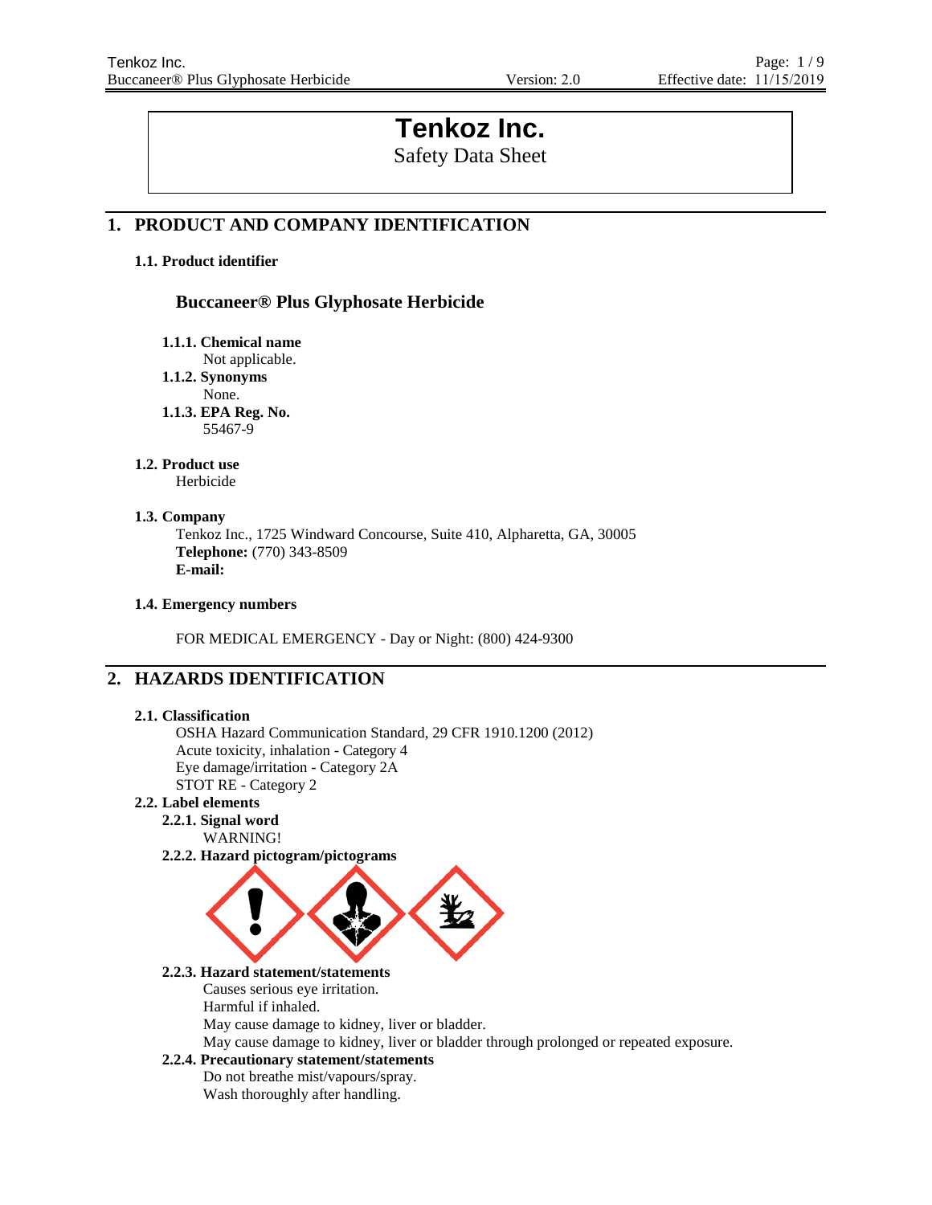# Tenkoz Inc.

Safety Data Sheet

## 1. PRODUCT AND COMPANY IDENTIFICATION

### 1.1. Product identifier

**Buccaneer® Plus Glyphosate Herbicide**

**1.1.1. Chemical name**
Not applicable.

**1.1.2. Synonyms**
None.

**1.1.3. EPA Reg. No.**
55467-9

### 1.2. Product use

Herbicide

### 1.3. Company

Tenkoz Inc., 1725 Windward Concourse, Suite 410, Alpharetta, GA, 30005
**Telephone:** (770) 343-8509
**E-mail:**

### 1.4. Emergency numbers

FOR MEDICAL EMERGENCY - Day or Night: (800) 424-9300

## 2. HAZARDS IDENTIFICATION

### 2.1. Classification

OSHA Hazard Communication Standard, 29 CFR 1910.1200 (2012)
Acute toxicity, inhalation - Category 4
Eye damage/irritation - Category 2A
STOT RE - Category 2

### 2.2. Label elements

**2.2.1. Signal word**
WARNING!

**2.2.2. Hazard pictogram/pictograms**

**2.2.3. Hazard statement/statements**
Causes serious eye irritation.
Harmful if inhaled.
May cause damage to kidney, liver or bladder.
May cause damage to kidney, liver or bladder through prolonged or repeated exposure.

**2.2.4. Precautionary statement/statements**
Do not breathe mist/vapours/spray.
Wash thoroughly after handling.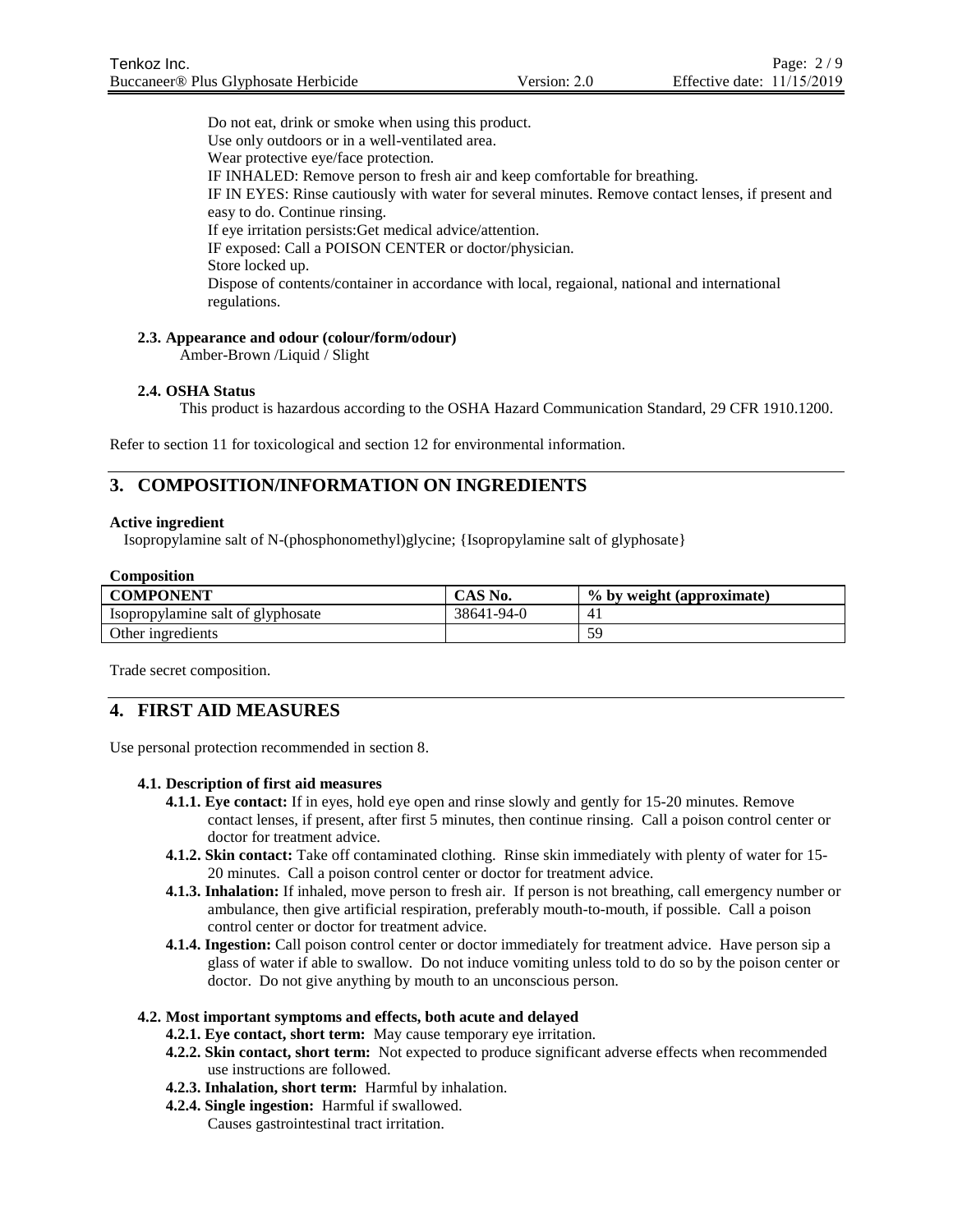Do not eat, drink or smoke when using this product.
Use only outdoors or in a well-ventilated area.
Wear protective eye/face protection.
IF INHALED: Remove person to fresh air and keep comfortable for breathing.
IF IN EYES: Rinse cautiously with water for several minutes. Remove contact lenses, if present and easy to do. Continue rinsing.
If eye irritation persists:Get medical advice/attention.
IF exposed: Call a POISON CENTER or doctor/physician.
Store locked up.
Dispose of contents/container in accordance with local, regaional, national and international regulations.

### 2.3. Appearance and odour (colour/form/odour)

Amber-Brown /Liquid / Slight

### 2.4. OSHA Status

This product is hazardous according to the OSHA Hazard Communication Standard, 29 CFR 1910.1200.

Refer to section 11 for toxicological and section 12 for environmental information.

## 3. COMPOSITION/INFORMATION ON INGREDIENTS

**Active ingredient**

Isopropylamine salt of N-(phosphonomethyl)glycine; {Isopropylamine salt of glyphosate}

**Composition**

| COMPONENT | CAS No. | % by weight (approximate) |
|---|---|---|
| Isopropylamine salt of glyphosate | 38641-94-0 | 41 |
| Other ingredients | | 59 |

Trade secret composition.

## 4. FIRST AID MEASURES

Use personal protection recommended in section 8.

### 4.1. Description of first aid measures

- **4.1.1. Eye contact:** If in eyes, hold eye open and rinse slowly and gently for 15-20 minutes. Remove contact lenses, if present, after first 5 minutes, then continue rinsing. Call a poison control center or doctor for treatment advice.
- **4.1.2. Skin contact:** Take off contaminated clothing. Rinse skin immediately with plenty of water for 15-20 minutes. Call a poison control center or doctor for treatment advice.
- **4.1.3. Inhalation:** If inhaled, move person to fresh air. If person is not breathing, call emergency number or ambulance, then give artificial respiration, preferably mouth-to-mouth, if possible. Call a poison control center or doctor for treatment advice.
- **4.1.4. Ingestion:** Call poison control center or doctor immediately for treatment advice. Have person sip a glass of water if able to swallow. Do not induce vomiting unless told to do so by the poison center or doctor. Do not give anything by mouth to an unconscious person.

### 4.2. Most important symptoms and effects, both acute and delayed

- **4.2.1. Eye contact, short term:** May cause temporary eye irritation.
- **4.2.2. Skin contact, short term:** Not expected to produce significant adverse effects when recommended use instructions are followed.
- **4.2.3. Inhalation, short term:** Harmful by inhalation.
- **4.2.4. Single ingestion:** Harmful if swallowed.
  Causes gastrointestinal tract irritation.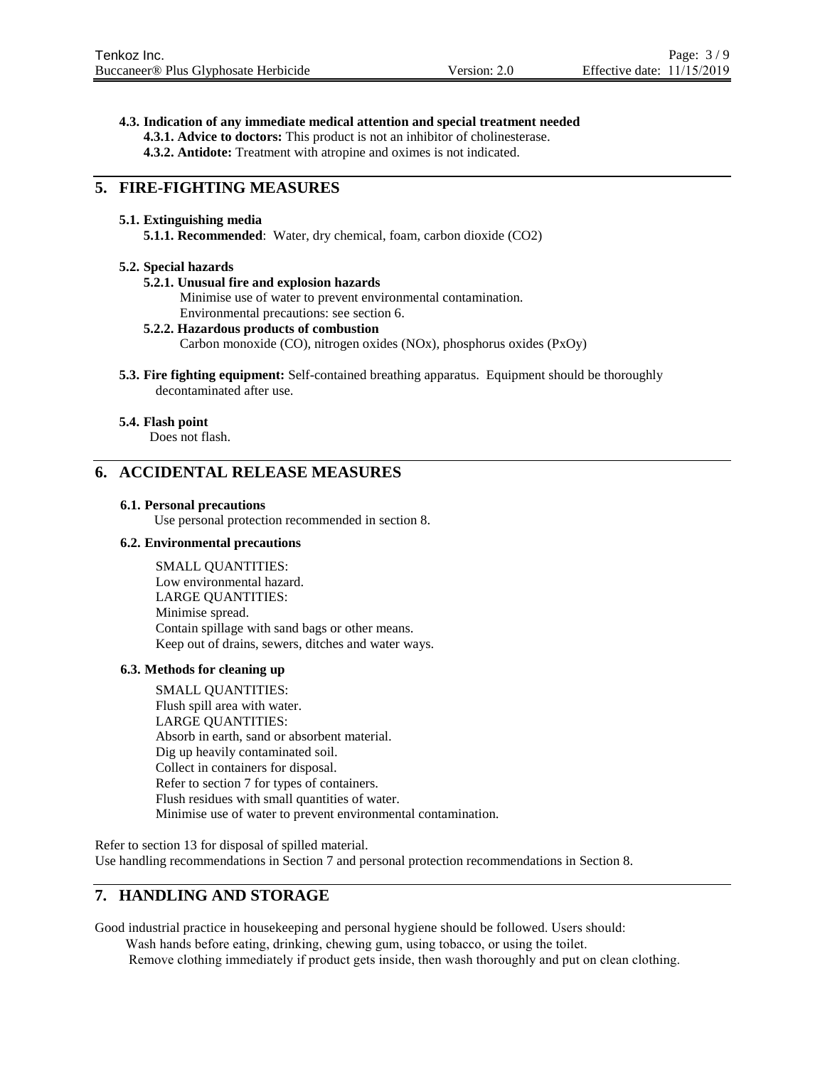**4.3. Indication of any immediate medical attention and special treatment needed**

**4.3.1. Advice to doctors:** This product is not an inhibitor of cholinesterase.

**4.3.2. Antidote:** Treatment with atropine and oximes is not indicated.

## 5. FIRE-FIGHTING MEASURES

**5.1. Extinguishing media**

**5.1.1. Recommended**: Water, dry chemical, foam, carbon dioxide ($CO_2$)

**5.2. Special hazards**

**5.2.1. Unusual fire and explosion hazards**

Minimise use of water to prevent environmental contamination.
Environmental precautions: see section 6.

**5.2.2. Hazardous products of combustion**

Carbon monoxide (CO), nitrogen oxides ($NO_x$), phosphorus oxides ($P_xO_y$)

**5.3. Fire fighting equipment:** Self-contained breathing apparatus. Equipment should be thoroughly decontaminated after use.

**5.4. Flash point**

Does not flash.

## 6. ACCIDENTAL RELEASE MEASURES

**6.1. Personal precautions**

Use personal protection recommended in section 8.

**6.2. Environmental precautions**

SMALL QUANTITIES:
Low environmental hazard.
LARGE QUANTITIES:
Minimise spread.
Contain spillage with sand bags or other means.
Keep out of drains, sewers, ditches and water ways.

**6.3. Methods for cleaning up**

SMALL QUANTITIES:
Flush spill area with water.
LARGE QUANTITIES:
Absorb in earth, sand or absorbent material.
Dig up heavily contaminated soil.
Collect in containers for disposal.
Refer to section 7 for types of containers.
Flush residues with small quantities of water.
Minimise use of water to prevent environmental contamination.

Refer to section 13 for disposal of spilled material.
Use handling recommendations in Section 7 and personal protection recommendations in Section 8.

## 7. HANDLING AND STORAGE

Good industrial practice in housekeeping and personal hygiene should be followed. Users should:

Wash hands before eating, drinking, chewing gum, using tobacco, or using the toilet.
Remove clothing immediately if product gets inside, then wash thoroughly and put on clean clothing.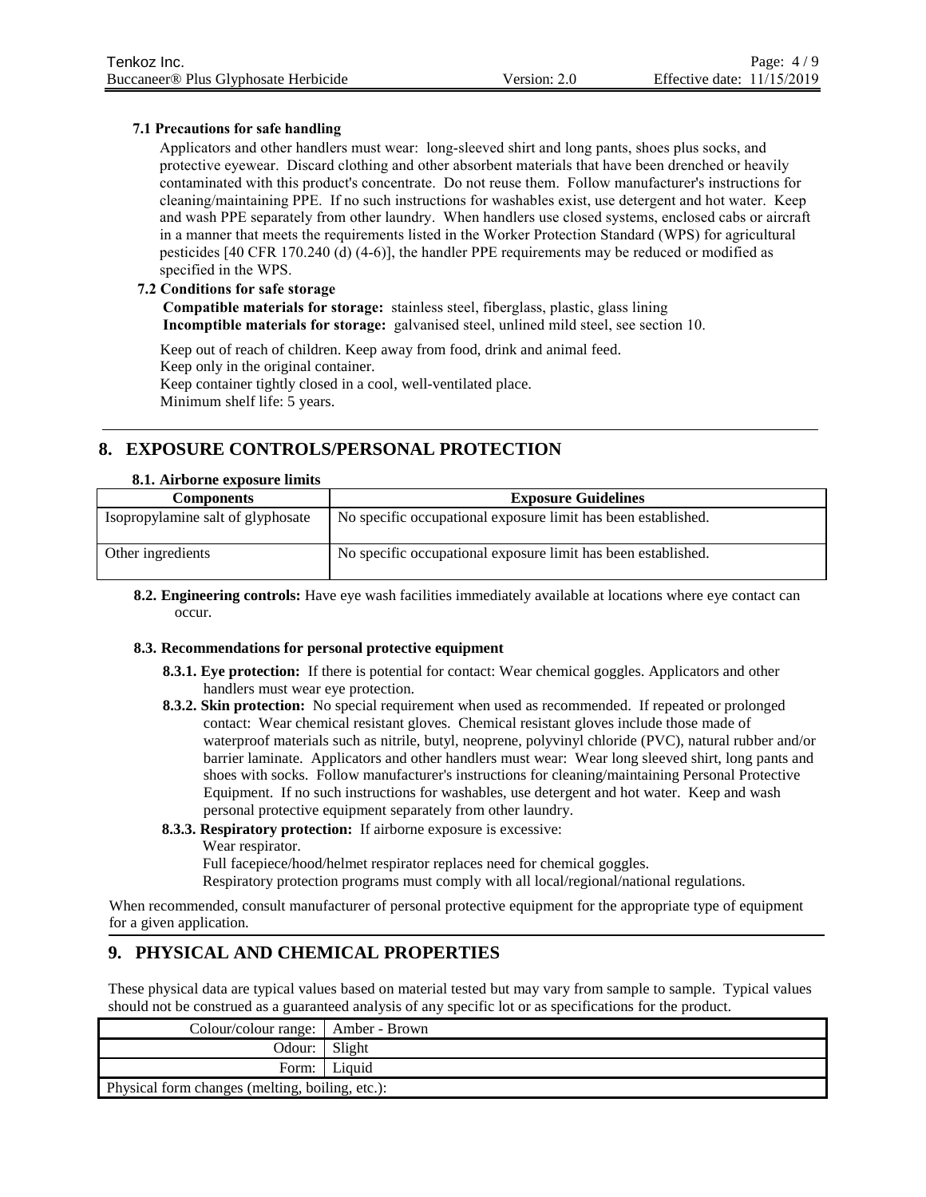**7.1 Precautions for safe handling**

Applicators and other handlers must wear: long-sleeved shirt and long pants, shoes plus socks, and protective eyewear. Discard clothing and other absorbent materials that have been drenched or heavily contaminated with this product's concentrate. Do not reuse them. Follow manufacturer's instructions for cleaning/maintaining PPE. If no such instructions for washables exist, use detergent and hot water. Keep and wash PPE separately from other laundry. When handlers use closed systems, enclosed cabs or aircraft in a manner that meets the requirements listed in the Worker Protection Standard (WPS) for agricultural pesticides [40 CFR 170.240 (d) (4-6)], the handler PPE requirements may be reduced or modified as specified in the WPS.

**7.2 Conditions for safe storage**

**Compatible materials for storage:** stainless steel, fiberglass, plastic, glass lining
**Incomptible materials for storage:** galvanised steel, unlined mild steel, see section 10.

Keep out of reach of children. Keep away from food, drink and animal feed.
Keep only in the original container.
Keep container tightly closed in a cool, well-ventilated place.
Minimum shelf life: 5 years.

## 8. EXPOSURE CONTROLS/PERSONAL PROTECTION

**8.1. Airborne exposure limits**

| Components | Exposure Guidelines |
|---|---|
| Isopropylamine salt of glyphosate | No specific occupational exposure limit has been established. |
| Other ingredients | No specific occupational exposure limit has been established. |

**8.2. Engineering controls:** Have eye wash facilities immediately available at locations where eye contact can occur.

**8.3. Recommendations for personal protective equipment**

**8.3.1. Eye protection:** If there is potential for contact: Wear chemical goggles. Applicators and other handlers must wear eye protection.

**8.3.2. Skin protection:** No special requirement when used as recommended. If repeated or prolonged contact: Wear chemical resistant gloves. Chemical resistant gloves include those made of waterproof materials such as nitrile, butyl, neoprene, polyvinyl chloride (PVC), natural rubber and/or barrier laminate. Applicators and other handlers must wear: Wear long sleeved shirt, long pants and shoes with socks. Follow manufacturer's instructions for cleaning/maintaining Personal Protective Equipment. If no such instructions for washables, use detergent and hot water. Keep and wash personal protective equipment separately from other laundry.

**8.3.3. Respiratory protection:** If airborne exposure is excessive:
Wear respirator.
Full facepiece/hood/helmet respirator replaces need for chemical goggles.
Respiratory protection programs must comply with all local/regional/national regulations.

When recommended, consult manufacturer of personal protective equipment for the appropriate type of equipment for a given application.

## 9. PHYSICAL AND CHEMICAL PROPERTIES

These physical data are typical values based on material tested but may vary from sample to sample. Typical values should not be construed as a guaranteed analysis of any specific lot or as specifications for the product.

| Property | Value |
|---|---|
| Colour/colour range: | Amber - Brown |
| Odour: | Slight |
| Form: | Liquid |
| Physical form changes (melting, boiling, etc.): | |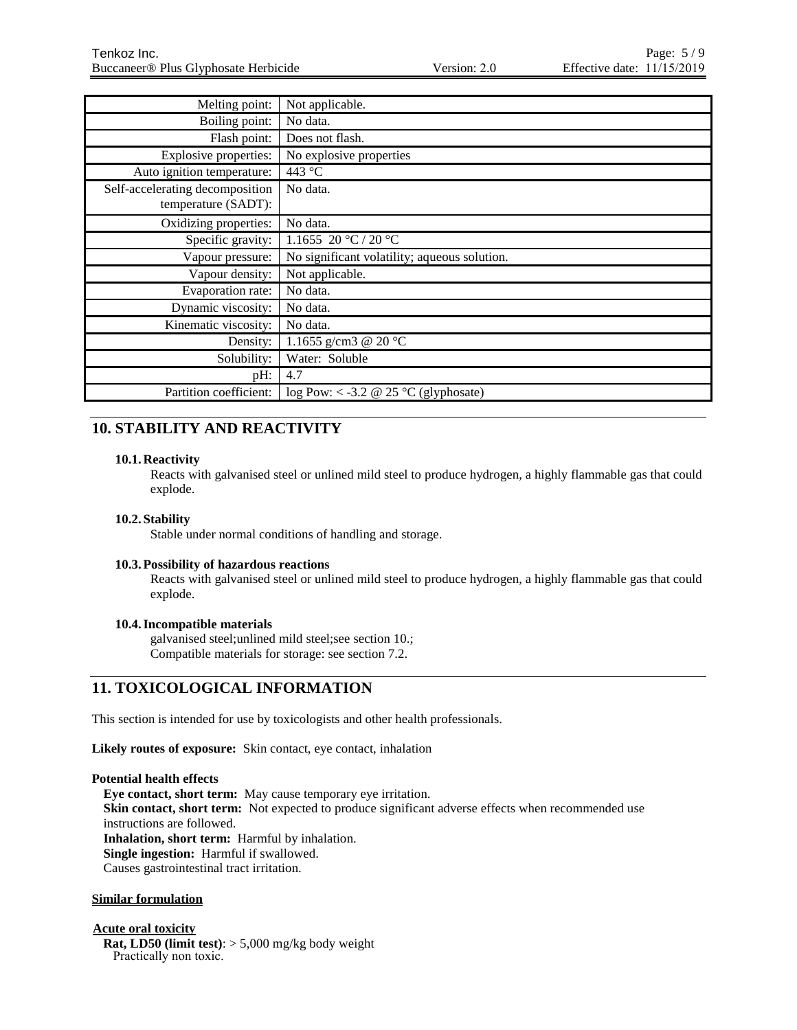| Property | Value |
|---|---|
| Melting point: | Not applicable. |
| Boiling point: | No data. |
| Flash point: | Does not flash. |
| Explosive properties: | No explosive properties |
| Auto ignition temperature: | 443 °C |
| Self-accelerating decomposition temperature (SADT): | No data. |
| Oxidizing properties: | No data. |
| Specific gravity: | 1.1655 20 °C / 20 °C |
| Vapour pressure: | No significant volatility; aqueous solution. |
| Vapour density: | Not applicable. |
| Evaporation rate: | No data. |
| Dynamic viscosity: | No data. |
| Kinematic viscosity: | No data. |
| Density: | 1.1655 g/cm3 @ 20 °C |
| Solubility: | Water: Soluble |
| pH: | 4.7 |
| Partition coefficient: | log Pow: < -3.2 @ 25 °C (glyphosate) |

## 10. STABILITY AND REACTIVITY

### 10.1. Reactivity

Reacts with galvanised steel or unlined mild steel to produce hydrogen, a highly flammable gas that could explode.

### 10.2. Stability

Stable under normal conditions of handling and storage.

### 10.3. Possibility of hazardous reactions

Reacts with galvanised steel or unlined mild steel to produce hydrogen, a highly flammable gas that could explode.

### 10.4. Incompatible materials

galvanised steel;unlined mild steel;see section 10.;
Compatible materials for storage: see section 7.2.

## 11. TOXICOLOGICAL INFORMATION

This section is intended for use by toxicologists and other health professionals.

**Likely routes of exposure:** Skin contact, eye contact, inhalation

**Potential health effects**

**Eye contact, short term:** May cause temporary eye irritation.
**Skin contact, short term:** Not expected to produce significant adverse effects when recommended use instructions are followed.
**Inhalation, short term:** Harmful by inhalation.
**Single ingestion:** Harmful if swallowed.
Causes gastrointestinal tract irritation.

**Similar formulation**

**Acute oral toxicity**

**Rat, LD50 (limit test)**: > 5,000 mg/kg body weight
Practically non toxic.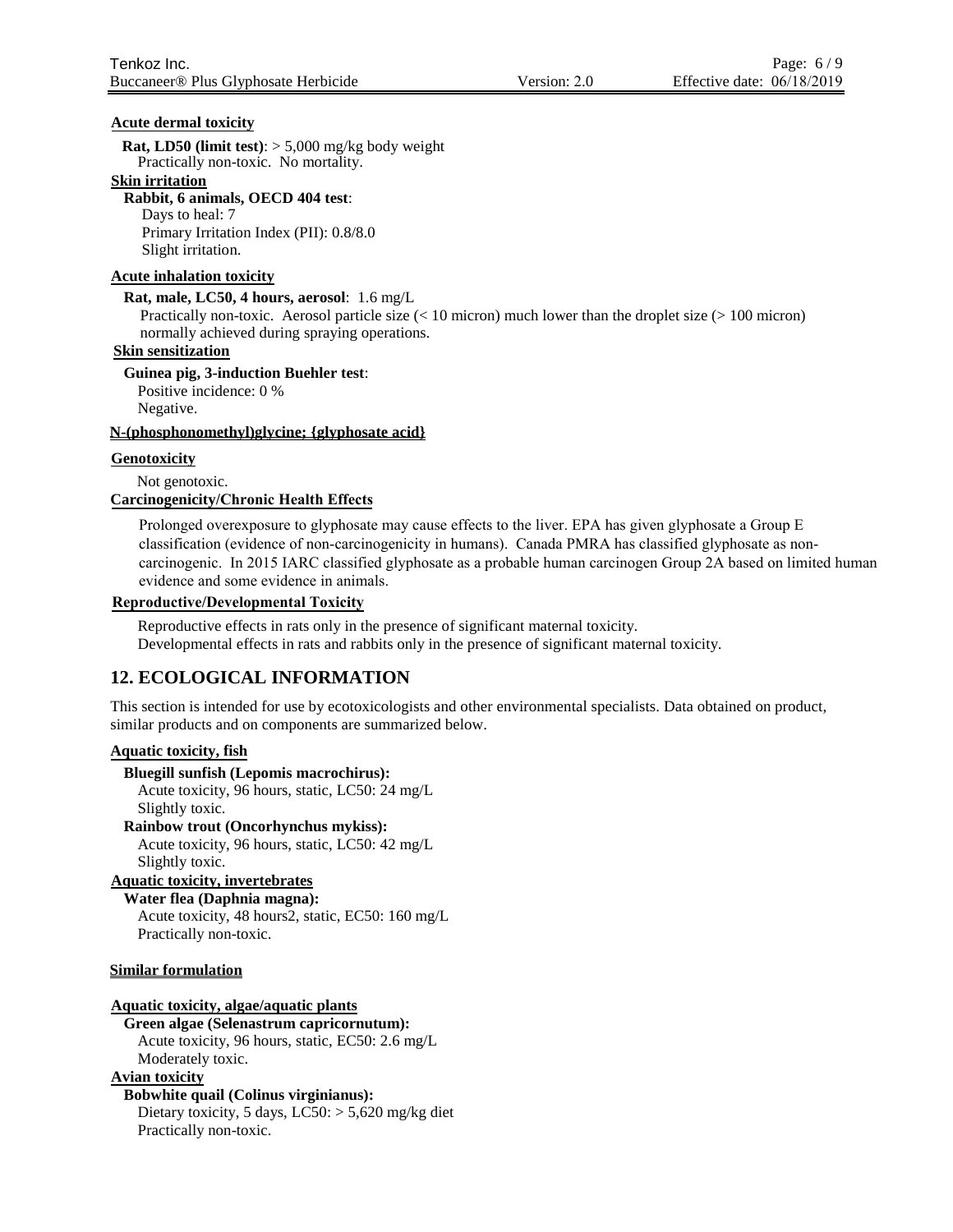**Acute dermal toxicity**

**Rat, LD50 (limit test)**: > 5,000 mg/kg body weight
Practically non-toxic. No mortality.

**Skin irritation**

**Rabbit, 6 animals, OECD 404 test**:
Days to heal: 7
Primary Irritation Index (PII): 0.8/8.0
Slight irritation.

**Acute inhalation toxicity**

**Rat, male, LC50, 4 hours, aerosol**: 1.6 mg/L
Practically non-toxic. Aerosol particle size (< 10 micron) much lower than the droplet size (> 100 micron) normally achieved during spraying operations.

**Skin sensitization**

**Guinea pig, 3-induction Buehler test**:
Positive incidence: 0 %
Negative.

**N-(phosphonomethyl)glycine; {glyphosate acid}**

**Genotoxicity**

Not genotoxic.

**Carcinogenicity/Chronic Health Effects**

Prolonged overexposure to glyphosate may cause effects to the liver. EPA has given glyphosate a Group E classification (evidence of non-carcinogenicity in humans). Canada PMRA has classified glyphosate as non-carcinogenic. In 2015 IARC classified glyphosate as a probable human carcinogen Group 2A based on limited human evidence and some evidence in animals.

**Reproductive/Developmental Toxicity**

Reproductive effects in rats only in the presence of significant maternal toxicity.
Developmental effects in rats and rabbits only in the presence of significant maternal toxicity.

## 12. ECOLOGICAL INFORMATION

This section is intended for use by ecotoxicologists and other environmental specialists. Data obtained on product, similar products and on components are summarized below.

**Aquatic toxicity, fish**

**Bluegill sunfish (Lepomis macrochirus):**
Acute toxicity, 96 hours, static, LC50: 24 mg/L
Slightly toxic.

**Rainbow trout (Oncorhynchus mykiss):**
Acute toxicity, 96 hours, static, LC50: 42 mg/L
Slightly toxic.

**Aquatic toxicity, invertebrates**

**Water flea (Daphnia magna):**
Acute toxicity, 48 hours2, static, EC50: 160 mg/L
Practically non-toxic.

**Similar formulation**

**Aquatic toxicity, algae/aquatic plants**

**Green algae (Selenastrum capricornutum):**
Acute toxicity, 96 hours, static, EC50: 2.6 mg/L
Moderately toxic.

**Avian toxicity**

**Bobwhite quail (Colinus virginianus):**
Dietary toxicity, 5 days, LC50: > 5,620 mg/kg diet
Practically non-toxic.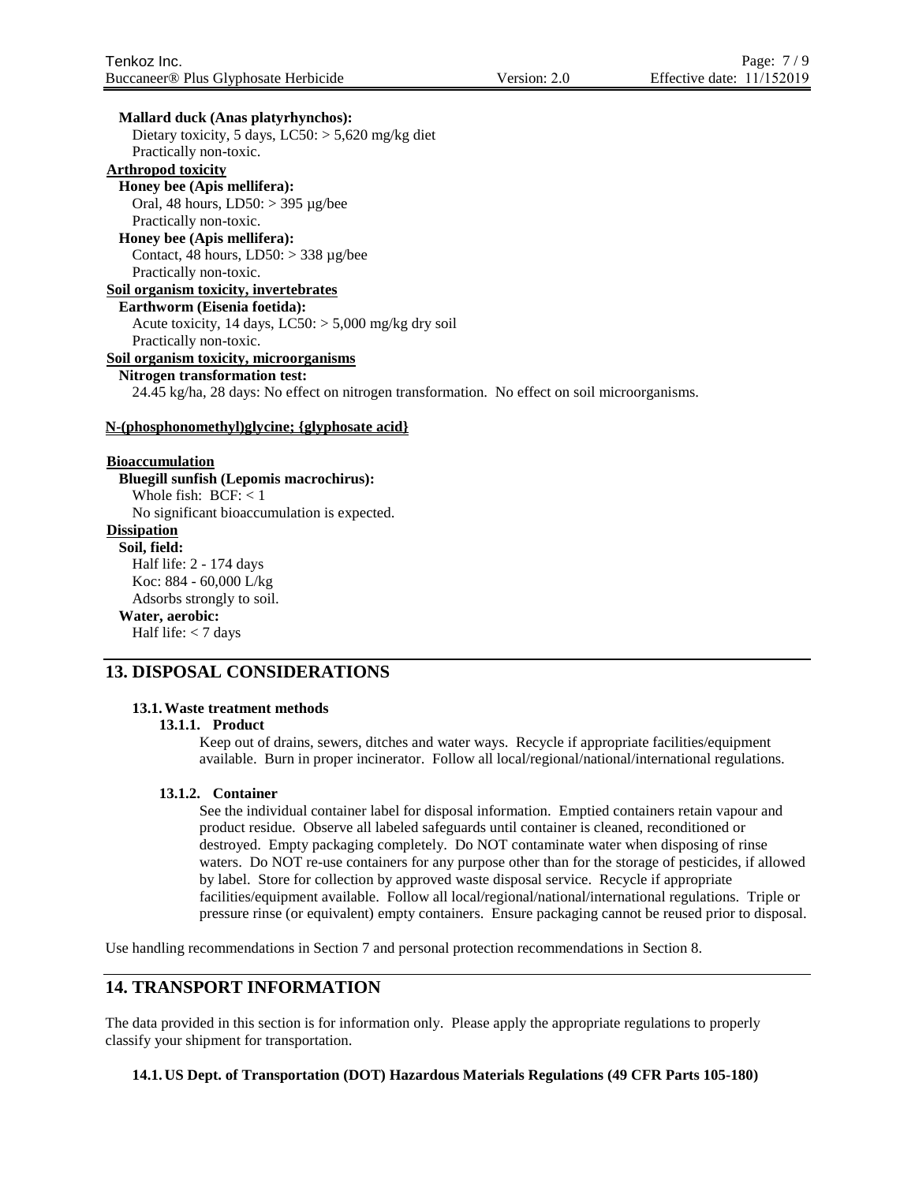**Mallard duck (Anas platyrhynchos):**
Dietary toxicity, 5 days, LC50: > 5,620 mg/kg diet
Practically non-toxic.

**Arthropod toxicity**

**Honey bee (Apis mellifera):**
Oral, 48 hours, LD50: > 395 µg/bee
Practically non-toxic.

**Honey bee (Apis mellifera):**
Contact, 48 hours, LD50: > 338 µg/bee
Practically non-toxic.

**Soil organism toxicity, invertebrates**

**Earthworm (Eisenia foetida):**
Acute toxicity, 14 days, LC50: > 5,000 mg/kg dry soil
Practically non-toxic.

**Soil organism toxicity, microorganisms**

**Nitrogen transformation test:**
24.45 kg/ha, 28 days: No effect on nitrogen transformation. No effect on soil microorganisms.

**N-(phosphonomethyl)glycine; {glyphosate acid}**

**Bioaccumulation**

**Bluegill sunfish (Lepomis macrochirus):**
Whole fish: BCF: < 1
No significant bioaccumulation is expected.

**Dissipation**

**Soil, field:**
Half life: 2 - 174 days
Koc: 884 - 60,000 L/kg
Adsorbs strongly to soil.

**Water, aerobic:**
Half life: < 7 days

## 13. DISPOSAL CONSIDERATIONS

### 13.1. Waste treatment methods

#### 13.1.1. Product

Keep out of drains, sewers, ditches and water ways. Recycle if appropriate facilities/equipment available. Burn in proper incinerator. Follow all local/regional/national/international regulations.

#### 13.1.2. Container

See the individual container label for disposal information. Emptied containers retain vapour and product residue. Observe all labeled safeguards until container is cleaned, reconditioned or destroyed. Empty packaging completely. Do NOT contaminate water when disposing of rinse waters. Do NOT re-use containers for any purpose other than for the storage of pesticides, if allowed by label. Store for collection by approved waste disposal service. Recycle if appropriate facilities/equipment available. Follow all local/regional/national/international regulations. Triple or pressure rinse (or equivalent) empty containers. Ensure packaging cannot be reused prior to disposal.

Use handling recommendations in Section 7 and personal protection recommendations in Section 8.

## 14. TRANSPORT INFORMATION

The data provided in this section is for information only. Please apply the appropriate regulations to properly classify your shipment for transportation.

### 14.1. US Dept. of Transportation (DOT) Hazardous Materials Regulations (49 CFR Parts 105-180)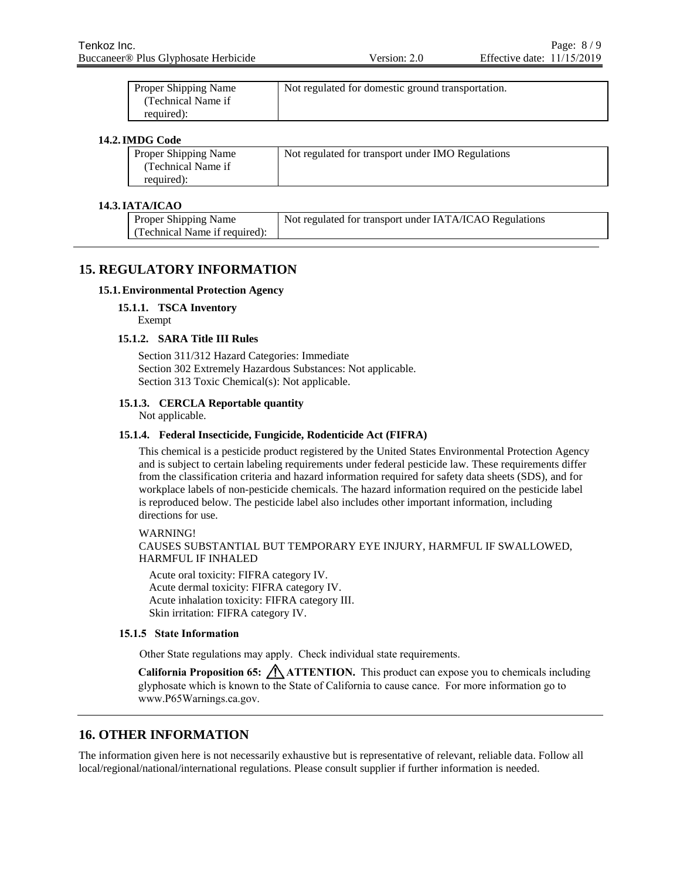| Proper Shipping Name (Technical Name if required): | Not regulated for domestic ground transportation. |
|---|---|

**14.2. IMDG Code**

| Proper Shipping Name (Technical Name if required): | Not regulated for transport under IMO Regulations |
|---|---|

**14.3. IATA/ICAO**

| Proper Shipping Name (Technical Name if required): | Not regulated for transport under IATA/ICAO Regulations |
|---|---|

## 15. REGULATORY INFORMATION

### 15.1. Environmental Protection Agency

#### 15.1.1. TSCA Inventory

Exempt

#### 15.1.2. SARA Title III Rules

Section 311/312 Hazard Categories: Immediate
Section 302 Extremely Hazardous Substances: Not applicable.
Section 313 Toxic Chemical(s): Not applicable.

#### 15.1.3. CERCLA Reportable quantity

Not applicable.

#### 15.1.4. Federal Insecticide, Fungicide, Rodenticide Act (FIFRA)

This chemical is a pesticide product registered by the United States Environmental Protection Agency and is subject to certain labeling requirements under federal pesticide law. These requirements differ from the classification criteria and hazard information required for safety data sheets (SDS), and for workplace labels of non-pesticide chemicals. The hazard information required on the pesticide label is reproduced below. The pesticide label also includes other important information, including directions for use.

WARNING!
CAUSES SUBSTANTIAL BUT TEMPORARY EYE INJURY, HARMFUL IF SWALLOWED, HARMFUL IF INHALED

Acute oral toxicity: FIFRA category IV.
Acute dermal toxicity: FIFRA category IV.
Acute inhalation toxicity: FIFRA category III.
Skin irritation: FIFRA category IV.

#### 15.1.5 State Information

Other State regulations may apply. Check individual state requirements.

**California Proposition 65:** ⚠ **ATTENTION.** This product can expose you to chemicals including glyphosate which is known to the State of California to cause cance. For more information go to www.P65Warnings.ca.gov.

## 16. OTHER INFORMATION

The information given here is not necessarily exhaustive but is representative of relevant, reliable data. Follow all local/regional/national/international regulations. Please consult supplier if further information is needed.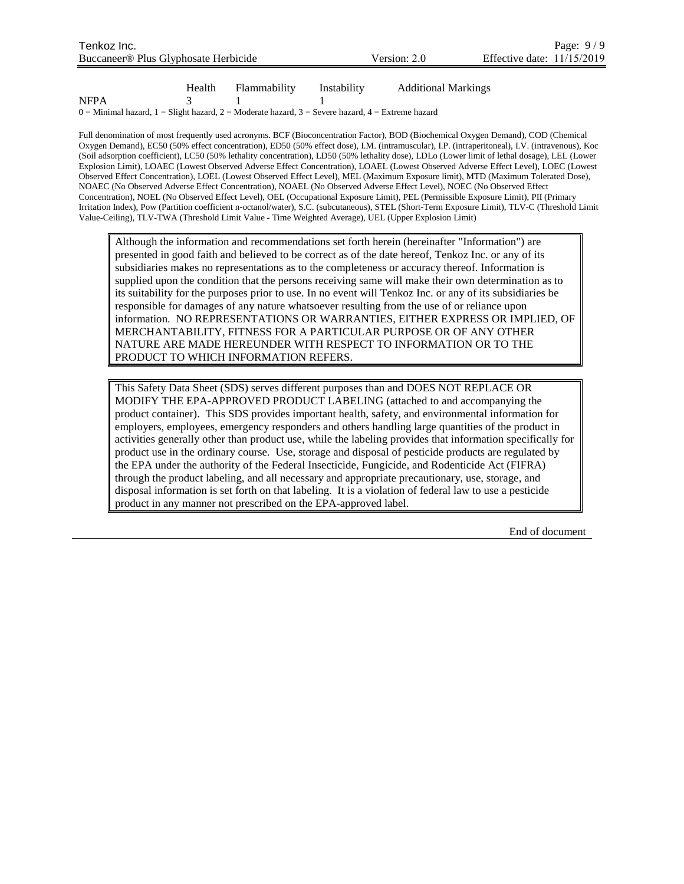| | Health | Flammability | Instability | Additional Markings |
|---|---|---|---|---|
| NFPA | 3 | 1 | 1 | |

0 = Minimal hazard, 1 = Slight hazard, 2 = Moderate hazard, 3 = Severe hazard, 4 = Extreme hazard

Full denomination of most frequently used acronyms. BCF (Bioconcentration Factor), BOD (Biochemical Oxygen Demand), COD (Chemical Oxygen Demand), EC50 (50% effect concentration), ED50 (50% effect dose), I.M. (intramuscular), I.P. (intraperitoneal), I.V. (intravenous), Koc (Soil adsorption coefficient), LC50 (50% lethality concentration), LD50 (50% lethality dose), LDLo (Lower limit of lethal dosage), LEL (Lower Explosion Limit), LOAEC (Lowest Observed Adverse Effect Concentration), LOAEL (Lowest Observed Adverse Effect Level), LOEC (Lowest Observed Effect Concentration), LOEL (Lowest Observed Effect Level), MEL (Maximum Exposure limit), MTD (Maximum Tolerated Dose), NOAEC (No Observed Adverse Effect Concentration), NOAEL (No Observed Adverse Effect Level), NOEC (No Observed Effect Concentration), NOEL (No Observed Effect Level), OEL (Occupational Exposure Limit), PEL (Permissible Exposure Limit), PII (Primary Irritation Index), Pow (Partition coefficient n-octanol/water), S.C. (subcutaneous), STEL (Short-Term Exposure Limit), TLV-C (Threshold Limit Value-Ceiling), TLV-TWA (Threshold Limit Value - Time Weighted Average), UEL (Upper Explosion Limit)

Although the information and recommendations set forth herein (hereinafter "Information") are presented in good faith and believed to be correct as of the date hereof, Tenkoz Inc. or any of its subsidiaries makes no representations as to the completeness or accuracy thereof. Information is supplied upon the condition that the persons receiving same will make their own determination as to its suitability for the purposes prior to use. In no event will Tenkoz Inc. or any of its subsidiaries be responsible for damages of any nature whatsoever resulting from the use of or reliance upon information. NO REPRESENTATIONS OR WARRANTIES, EITHER EXPRESS OR IMPLIED, OF MERCHANTABILITY, FITNESS FOR A PARTICULAR PURPOSE OR OF ANY OTHER NATURE ARE MADE HEREUNDER WITH RESPECT TO INFORMATION OR TO THE PRODUCT TO WHICH INFORMATION REFERS.

This Safety Data Sheet (SDS) serves different purposes than and DOES NOT REPLACE OR MODIFY THE EPA-APPROVED PRODUCT LABELING (attached to and accompanying the product container). This SDS provides important health, safety, and environmental information for employers, employees, emergency responders and others handling large quantities of the product in activities generally other than product use, while the labeling provides that information specifically for product use in the ordinary course. Use, storage and disposal of pesticide products are regulated by the EPA under the authority of the Federal Insecticide, Fungicide, and Rodenticide Act (FIFRA) through the product labeling, and all necessary and appropriate precautionary, use, storage, and disposal information is set forth on that labeling. It is a violation of federal law to use a pesticide product in any manner not prescribed on the EPA-approved label.

End of document